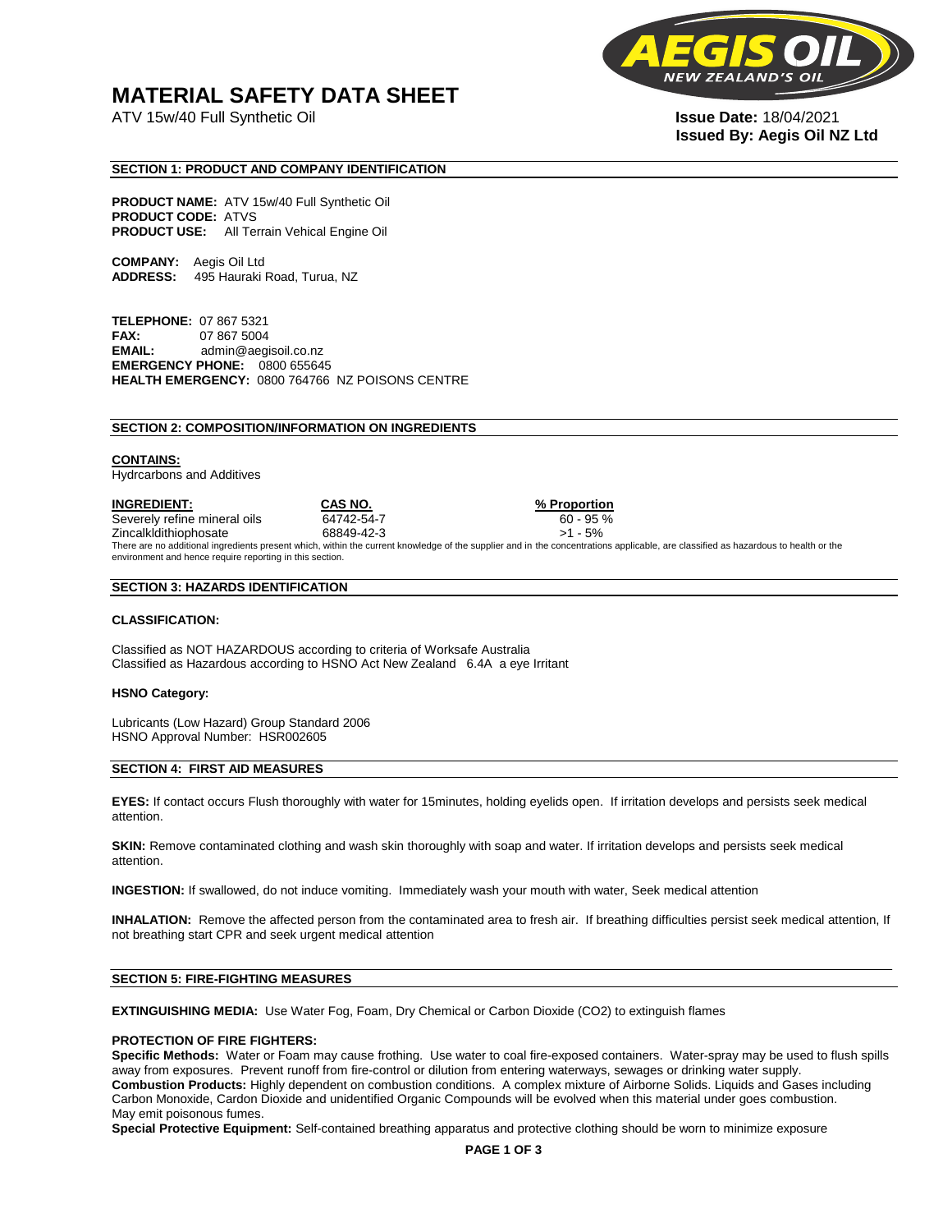# MATERIAL SAFETY DATA SHEET

ATV 15w/40 Full Synthetic Oil

**Issue Date:** 18/04/2021
**Issued By: Aegis Oil NZ Ltd**

## SECTION 1: PRODUCT AND COMPANY IDENTIFICATION

**PRODUCT NAME:** ATV 15w/40 Full Synthetic Oil
**PRODUCT CODE:** ATVS
**PRODUCT USE:** All Terrain Vehical Engine Oil

**COMPANY:** Aegis Oil Ltd
**ADDRESS:** 495 Hauraki Road, Turua, NZ

**TELEPHONE:** 07 867 5321
**FAX:** 07 867 5004
**EMAIL:** admin@aegisoil.co.nz
**EMERGENCY PHONE:** 0800 655645
**HEALTH EMERGENCY:** 0800 764766 NZ POISONS CENTRE

## SECTION 2: COMPOSITION/INFORMATION ON INGREDIENTS

**CONTAINS:**
Hydrcarbons and Additives

| INGREDIENT: | CAS NO. | % Proportion |
|---|---|---|
| Severely refine mineral oils | 64742-54-7 | 60 - 95 % |
| Zincalkldithiophosate | 68849-42-3 | >1 - 5% |

There are no additional ingredients present which, within the current knowledge of the supplier and in the concentrations applicable, are classified as hazardous to health or the environment and hence require reporting in this section.

## SECTION 3: HAZARDS IDENTIFICATION

**CLASSIFICATION:**

Classified as NOT HAZARDOUS according to criteria of Worksafe Australia
Classified as Hazardous according to HSNO Act New Zealand 6.4A a eye Irritant

**HSNO Category:**

Lubricants (Low Hazard) Group Standard 2006
HSNO Approval Number: HSR002605

## SECTION 4: FIRST AID MEASURES

**EYES:** If contact occurs Flush thoroughly with water for 15minutes, holding eyelids open. If irritation develops and persists seek medical attention.

**SKIN:** Remove contaminated clothing and wash skin thoroughly with soap and water. If irritation develops and persists seek medical attention.

**INGESTION:** If swallowed, do not induce vomiting. Immediately wash your mouth with water, Seek medical attention

**INHALATION:** Remove the affected person from the contaminated area to fresh air. If breathing difficulties persist seek medical attention, If not breathing start CPR and seek urgent medical attention

## SECTION 5: FIRE-FIGHTING MEASURES

**EXTINGUISHING MEDIA:** Use Water Fog, Foam, Dry Chemical or Carbon Dioxide ($CO_2$) to extinguish flames

**PROTECTION OF FIRE FIGHTERS:**
**Specific Methods:** Water or Foam may cause frothing. Use water to coal fire-exposed containers. Water-spray may be used to flush spills away from exposures. Prevent runoff from fire-control or dilution from entering waterways, sewages or drinking water supply.
**Combustion Products:** Highly dependent on combustion conditions. A complex mixture of Airborne Solids. Liquids and Gases including Carbon Monoxide, Cardon Dioxide and unidentified Organic Compounds will be evolved when this material under goes combustion.
May emit poisonous fumes.
**Special Protective Equipment:** Self-contained breathing apparatus and protective clothing should be worn to minimize exposure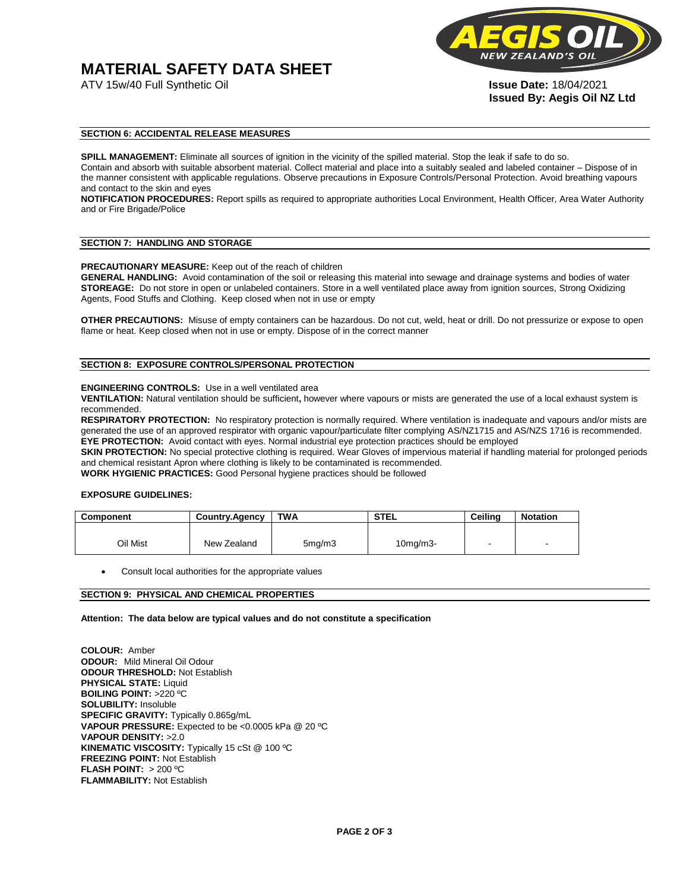# MATERIAL SAFETY DATA SHEET

ATV 15w/40 Full Synthetic Oil

**Issue Date:** 18/04/2021
**Issued By: Aegis Oil NZ Ltd**

## SECTION 6: ACCIDENTAL RELEASE MEASURES

**SPILL MANAGEMENT:** Eliminate all sources of ignition in the vicinity of the spilled material. Stop the leak if safe to do so. Contain and absorb with suitable absorbent material. Collect material and place into a suitably sealed and labeled container – Dispose of in the manner consistent with applicable regulations. Observe precautions in Exposure Controls/Personal Protection. Avoid breathing vapours and contact to the skin and eyes

**NOTIFICATION PROCEDURES:** Report spills as required to appropriate authorities Local Environment, Health Officer, Area Water Authority and or Fire Brigade/Police

## SECTION 7: HANDLING AND STORAGE

**PRECAUTIONARY MEASURE:** Keep out of the reach of children

**GENERAL HANDLING:** Avoid contamination of the soil or releasing this material into sewage and drainage systems and bodies of water

**STOREAGE:** Do not store in open or unlabeled containers. Store in a well ventilated place away from ignition sources, Strong Oxidizing Agents, Food Stuffs and Clothing. Keep closed when not in use or empty

**OTHER PRECAUTIONS:** Misuse of empty containers can be hazardous. Do not cut, weld, heat or drill. Do not pressurize or expose to open flame or heat. Keep closed when not in use or empty. Dispose of in the correct manner

## SECTION 8: EXPOSURE CONTROLS/PERSONAL PROTECTION

**ENGINEERING CONTROLS:** Use in a well ventilated area

**VENTILATION:** Natural ventilation should be sufficient**,** however where vapours or mists are generated the use of a local exhaust system is recommended.

**RESPIRATORY PROTECTION:** No respiratory protection is normally required. Where ventilation is inadequate and vapours and/or mists are generated the use of an approved respirator with organic vapour/particulate filter complying AS/NZ1715 and AS/NZS 1716 is recommended.

**EYE PROTECTION:** Avoid contact with eyes. Normal industrial eye protection practices should be employed

**SKIN PROTECTION:** No special protective clothing is required. Wear Gloves of impervious material if handling material for prolonged periods and chemical resistant Apron where clothing is likely to be contaminated is recommended.

**WORK HYGIENIC PRACTICES:** Good Personal hygiene practices should be followed

**EXPOSURE GUIDELINES:**

| Component | Country.Agency | TWA | STEL | Ceiling | Notation |
|---|---|---|---|---|---|
| Oil Mist | New Zealand | 5mg/m3 | 10mg/m3- | - | - |

- Consult local authorities for the appropriate values

## SECTION 9: PHYSICAL AND CHEMICAL PROPERTIES

**Attention: The data below are typical values and do not constitute a specification**

**COLOUR:** Amber
**ODOUR:** Mild Mineral Oil Odour
**ODOUR THRESHOLD:** Not Establish
**PHYSICAL STATE:** Liquid
**BOILING POINT:** >220 ºC
**SOLUBILITY:** Insoluble
**SPECIFIC GRAVITY:** Typically 0.865g/mL
**VAPOUR PRESSURE:** Expected to be <0.0005 kPa @ 20 ºC
**VAPOUR DENSITY:** >2.0
**KINEMATIC VISCOSITY:** Typically 15 cSt @ 100 ºC
**FREEZING POINT:** Not Establish
**FLASH POINT:** > 200 ºC
**FLAMMABILITY:** Not Establish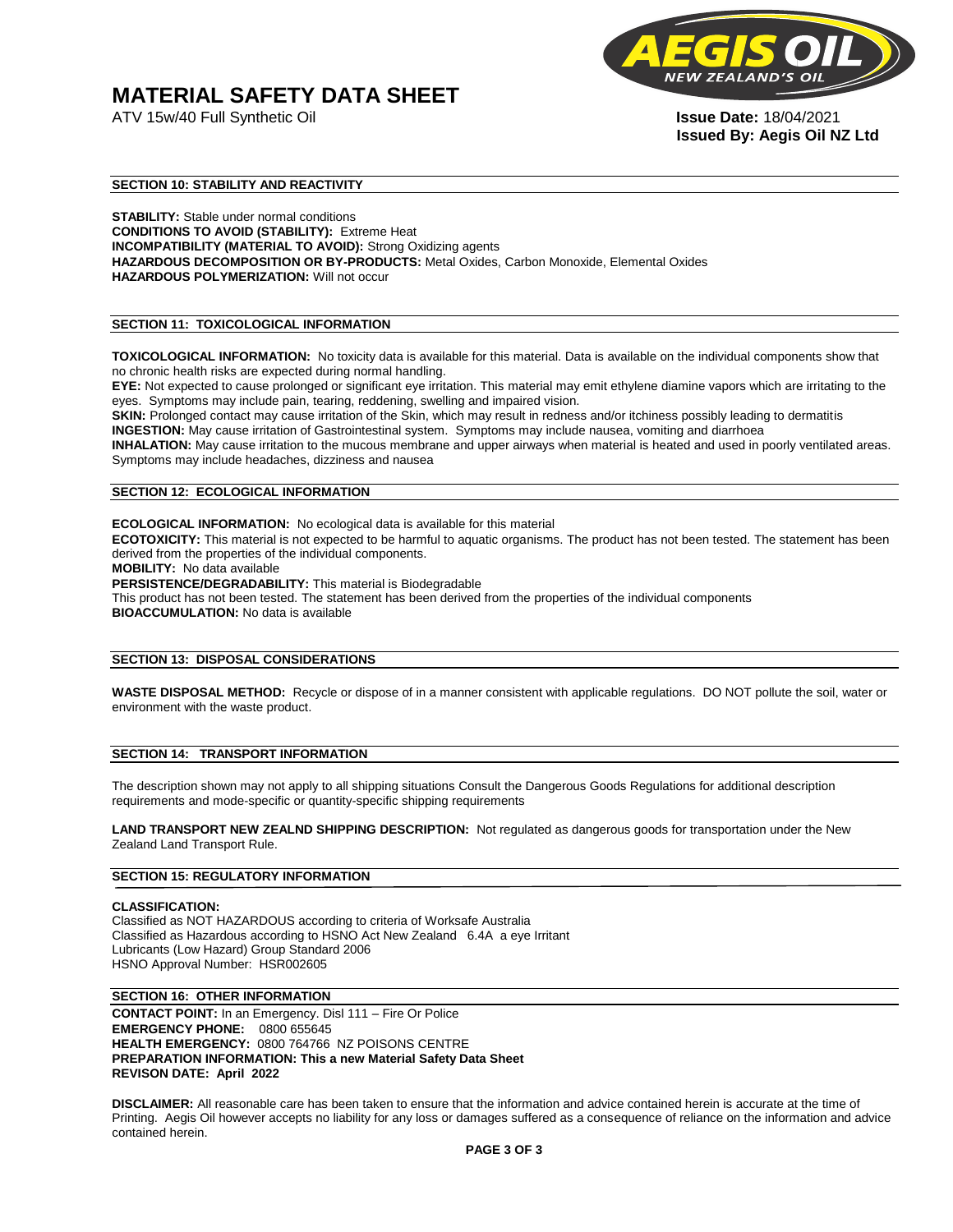# MATERIAL SAFETY DATA SHEET

ATV 15w/40 Full Synthetic Oil

**Issue Date:** 18/04/2021
**Issued By: Aegis Oil NZ Ltd**

## SECTION 10: STABILITY AND REACTIVITY

**STABILITY:** Stable under normal conditions
**CONDITIONS TO AVOID (STABILITY):** Extreme Heat
**INCOMPATIBILITY (MATERIAL TO AVOID):** Strong Oxidizing agents
**HAZARDOUS DECOMPOSITION OR BY-PRODUCTS:** Metal Oxides, Carbon Monoxide, Elemental Oxides
**HAZARDOUS POLYMERIZATION:** Will not occur

## SECTION 11: TOXICOLOGICAL INFORMATION

**TOXICOLOGICAL INFORMATION:** No toxicity data is available for this material. Data is available on the individual components show that no chronic health risks are expected during normal handling.
**EYE:** Not expected to cause prolonged or significant eye irritation. This material may emit ethylene diamine vapors which are irritating to the eyes. Symptoms may include pain, tearing, reddening, swelling and impaired vision.
**SKIN:** Prolonged contact may cause irritation of the Skin, which may result in redness and/or itchiness possibly leading to dermatitis
**INGESTION:** May cause irritation of Gastrointestinal system. Symptoms may include nausea, vomiting and diarrhoea
**INHALATION:** May cause irritation to the mucous membrane and upper airways when material is heated and used in poorly ventilated areas. Symptoms may include headaches, dizziness and nausea

## SECTION 12: ECOLOGICAL INFORMATION

**ECOLOGICAL INFORMATION:** No ecological data is available for this material
**ECOTOXICITY:** This material is not expected to be harmful to aquatic organisms. The product has not been tested. The statement has been derived from the properties of the individual components.
**MOBILITY:** No data available
**PERSISTENCE/DEGRADABILITY:** This material is Biodegradable
This product has not been tested. The statement has been derived from the properties of the individual components
**BIOACCUMULATION:** No data is available

## SECTION 13: DISPOSAL CONSIDERATIONS

**WASTE DISPOSAL METHOD:** Recycle or dispose of in a manner consistent with applicable regulations. DO NOT pollute the soil, water or environment with the waste product.

## SECTION 14: TRANSPORT INFORMATION

The description shown may not apply to all shipping situations Consult the Dangerous Goods Regulations for additional description requirements and mode-specific or quantity-specific shipping requirements

**LAND TRANSPORT NEW ZEALND SHIPPING DESCRIPTION:** Not regulated as dangerous goods for transportation under the New Zealand Land Transport Rule.

## SECTION 15: REGULATORY INFORMATION

**CLASSIFICATION:**
Classified as NOT HAZARDOUS according to criteria of Worksafe Australia
Classified as Hazardous according to HSNO Act New Zealand 6.4A a eye Irritant
Lubricants (Low Hazard) Group Standard 2006
HSNO Approval Number: HSR002605

## SECTION 16: OTHER INFORMATION

**CONTACT POINT:** In an Emergency. Disl 111 – Fire Or Police
**EMERGENCY PHONE:** 0800 655645
**HEALTH EMERGENCY:** 0800 764766 NZ POISONS CENTRE
**PREPARATION INFORMATION: This a new Material Safety Data Sheet**
**REVISON DATE: April 2022**

**DISCLAIMER:** All reasonable care has been taken to ensure that the information and advice contained herein is accurate at the time of Printing. Aegis Oil however accepts no liability for any loss or damages suffered as a consequence of reliance on the information and advice contained herein.